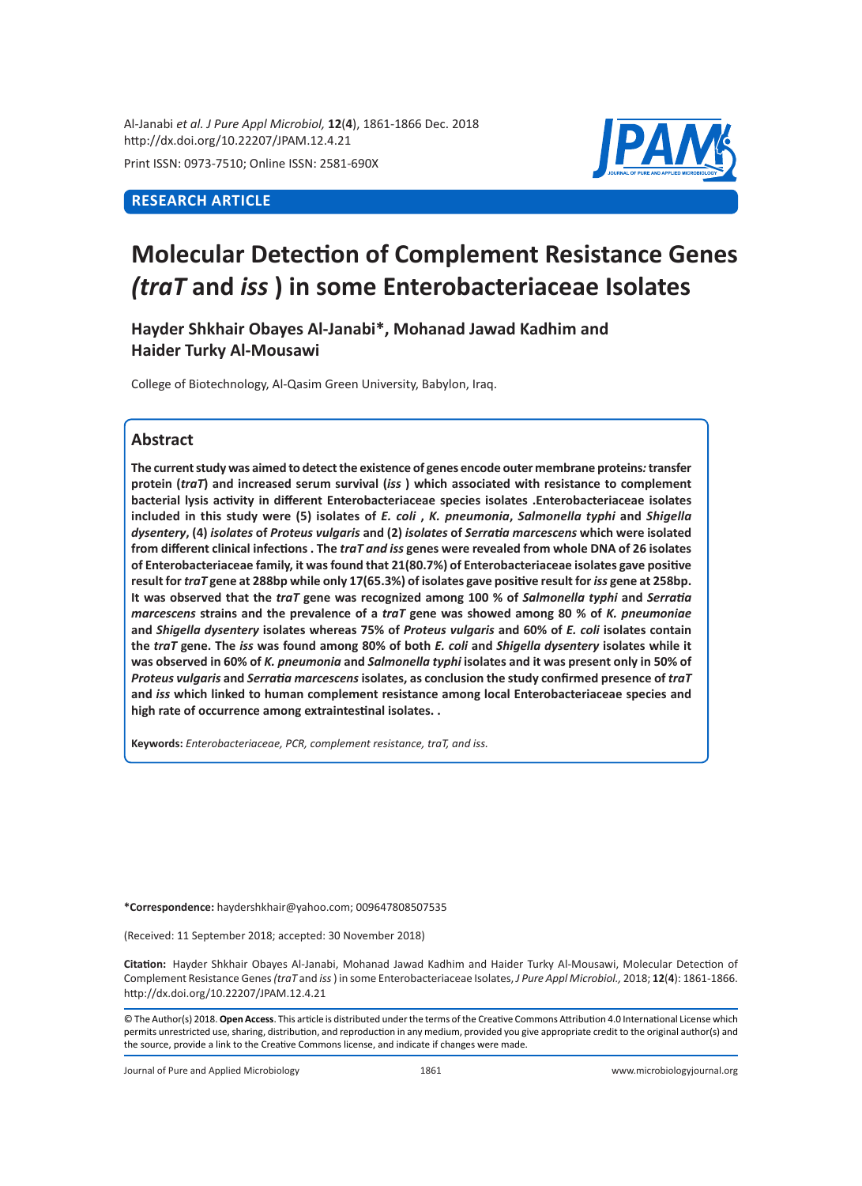RESEARCH ARTICLE

# Molecular Detection of Complement Resistance Genes *(traT* and *iss* ) in some Enterobacteriaceae Isolates

**Hayder Shkhair Obayes Al-Janabi\*, Mohanad Jawad Kadhim and Haider Turky Al-Mousawi**

College of Biotechnology, Al-Qasim Green University, Babylon, Iraq.

## Abstract

**The current study was aimed to detect the existence of genes encode outer membrane proteins*:* transfer protein (*traT*) and increased serum survival (*iss* ) which associated with resistance to complement bacterial lysis activity in different Enterobacteriaceae species isolates .Enterobacteriaceae isolates included in this study were (5) isolates of *E. coli* , *K. pneumonia*, *Salmonella typhi* and *Shigella dysentery*, (4) *isolates* of *Proteus vulgaris* and (2) *isolates* of *Serratia marcescens* which were isolated from different clinical infections . The *traT and iss* genes were revealed from whole DNA of 26 isolates of Enterobacteriaceae family, it was found that 21(80.7%) of Enterobacteriaceae isolates gave positive result for *traT* gene at 288bp while only 17(65.3%) of isolates gave positive result for *iss* gene at 258bp. It was observed that the *traT* gene was recognized among 100 % of *Salmonella typhi* and *Serratia marcescens* strains and the prevalence of a *traT* gene was showed among 80 % of *K. pneumoniae* and *Shigella dysentery* isolates whereas 75% of *Proteus vulgaris* and 60% of *E. coli* isolates contain the *traT* gene. The *iss* was found among 80% of both *E. coli* and *Shigella dysentery* isolates while it was observed in 60% of *K. pneumonia* and *Salmonella typhi* isolates and it was present only in 50% of *Proteus vulgaris* and *Serratia marcescens* isolates, as conclusion the study confirmed presence of *traT* and *iss* which linked to human complement resistance among local Enterobacteriaceae species and high rate of occurrence among extraintestinal isolates. .**

**Keywords:** *Enterobacteriaceae, PCR, complement resistance, traT, and iss.*

**\*Correspondence:** haydershkhair@yahoo.com; 009647808507535

(Received: 11 September 2018; accepted: 30 November 2018)

**Citation:** Hayder Shkhair Obayes Al-Janabi, Mohanad Jawad Kadhim and Haider Turky Al-Mousawi, Molecular Detection of Complement Resistance Genes *(traT* and *iss* ) in some Enterobacteriaceae Isolates, *J Pure Appl Microbiol.,* 2018; **12**(**4**): 1861-1866. http://dx.doi.org/10.22207/JPAM.12.4.21

© The Author(s) 2018. **Open Access**. This article is distributed under the terms of the Creative Commons Attribution 4.0 International License which permits unrestricted use, sharing, distribution, and reproduction in any medium, provided you give appropriate credit to the original author(s) and the source, provide a link to the Creative Commons license, and indicate if changes were made.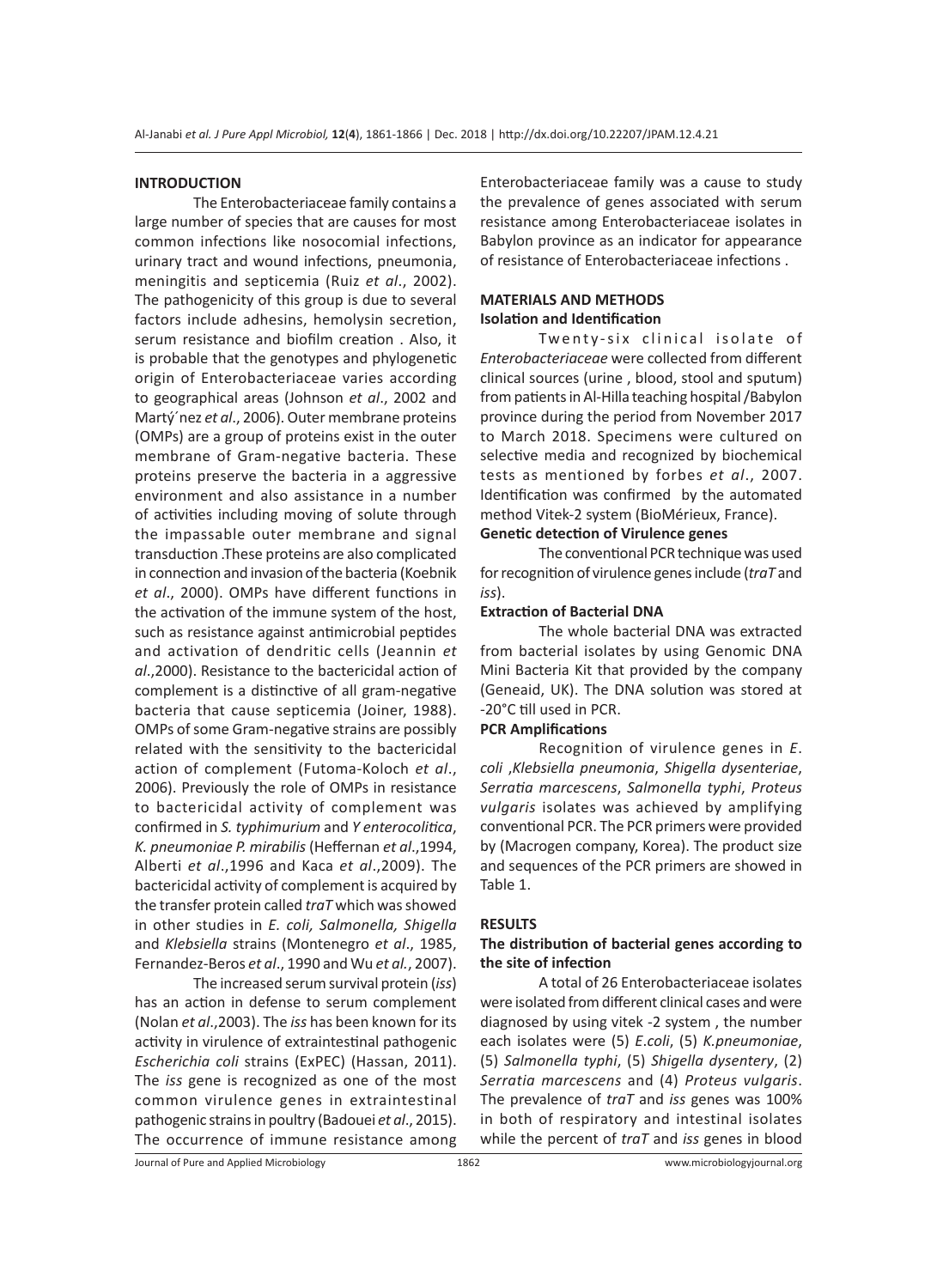## INTRODUCTION

The Enterobacteriaceae family contains a large number of species that are causes for most common infections like nosocomial infections, urinary tract and wound infections, pneumonia, meningitis and septicemia (Ruiz *et al*., 2002). The pathogenicity of this group is due to several factors include adhesins, hemolysin secretion, serum resistance and biofilm creation . Also, it is probable that the genotypes and phylogenetic origin of Enterobacteriaceae varies according to geographical areas (Johnson *et al*., 2002 and Martý´nez *et al*., 2006). Outer membrane proteins (OMPs) are a group of proteins exist in the outer membrane of Gram-negative bacteria. These proteins preserve the bacteria in a aggressive environment and also assistance in a number of activities including moving of solute through the impassable outer membrane and signal transduction .These proteins are also complicated in connection and invasion of the bacteria (Koebnik *et al*., 2000). OMPs have different functions in the activation of the immune system of the host, such as resistance against antimicrobial peptides and activation of dendritic cells (Jeannin *et al*.,2000). Resistance to the bactericidal action of complement is a distinctive of all gram-negative bacteria that cause septicemia (Joiner, 1988). OMPs of some Gram-negative strains are possibly related with the sensitivity to the bactericidal action of complement (Futoma-Koloch *et al*., 2006). Previously the role of OMPs in resistance to bactericidal activity of complement was confirmed in *S. typhimurium* and *Y enterocolitica*, *K. pneumoniae P. mirabilis* (Heffernan *et al*.,1994, Alberti *et al*.,1996 and Kaca *et al*.,2009). The bactericidal activity of complement is acquired by the transfer protein called *traT* which was showed in other studies in *E. coli, Salmonella, Shigella* and *Klebsiella* strains (Montenegro *et al*., 1985, Fernandez-Beros *et al*., 1990 and Wu *et al.*, 2007).

The increased serum survival protein (*iss*) has an action in defense to serum complement (Nolan *et al*.,2003). The *iss* has been known for its activity in virulence of extraintestinal pathogenic *Escherichia coli* strains (ExPEC) (Hassan, 2011). The *iss* gene is recognized as one of the most common virulence genes in extraintestinal pathogenic strains in poultry (Badouei *et al*., 2015). The occurrence of immune resistance among Enterobacteriaceae family was a cause to study the prevalence of genes associated with serum resistance among Enterobacteriaceae isolates in Babylon province as an indicator for appearance of resistance of Enterobacteriaceae infections .

## MATERIALS AND METHODS

### Isolation and Identification

Twenty-six clinical isolate of *Enterobacteriaceae* were collected from different clinical sources (urine , blood, stool and sputum) from patients in Al-Hilla teaching hospital /Babylon province during the period from November 2017 to March 2018. Specimens were cultured on selective media and recognized by biochemical tests as mentioned by forbes *et al*., 2007. Identification was confirmed by the automated method Vitek-2 system (BioMérieux, France).

### Genetic detection of Virulence genes

The conventional PCR technique was used for recognition of virulence genes include (*traT* and *iss*).

### Extraction of Bacterial DNA

The whole bacterial DNA was extracted from bacterial isolates by using Genomic DNA Mini Bacteria Kit that provided by the company (Geneaid, UK). The DNA solution was stored at -20°C till used in PCR.

### PCR Amplifications

Recognition of virulence genes in *E. coli* ,*Klebsiella pneumonia*, *Shigella dysenteriae*, *Serratia marcescens*, *Salmonella typhi*, *Proteus vulgaris* isolates was achieved by amplifying conventional PCR. The PCR primers were provided by (Macrogen company, Korea). The product size and sequences of the PCR primers are showed in Table 1.

## RESULTS

### The distribution of bacterial genes according to the site of infection

A total of 26 Enterobacteriaceae isolates were isolated from different clinical cases and were diagnosed by using vitek -2 system , the number each isolates were (5) *E.coli*, (5) *K.pneumoniae*, (5) *Salmonella typhi*, (5) *Shigella dysentery*, (2) *Serratia marcescens* and (4) *Proteus vulgaris*. The prevalence of *traT* and *iss* genes was 100% in both of respiratory and intestinal isolates while the percent of *traT* and *iss* genes in blood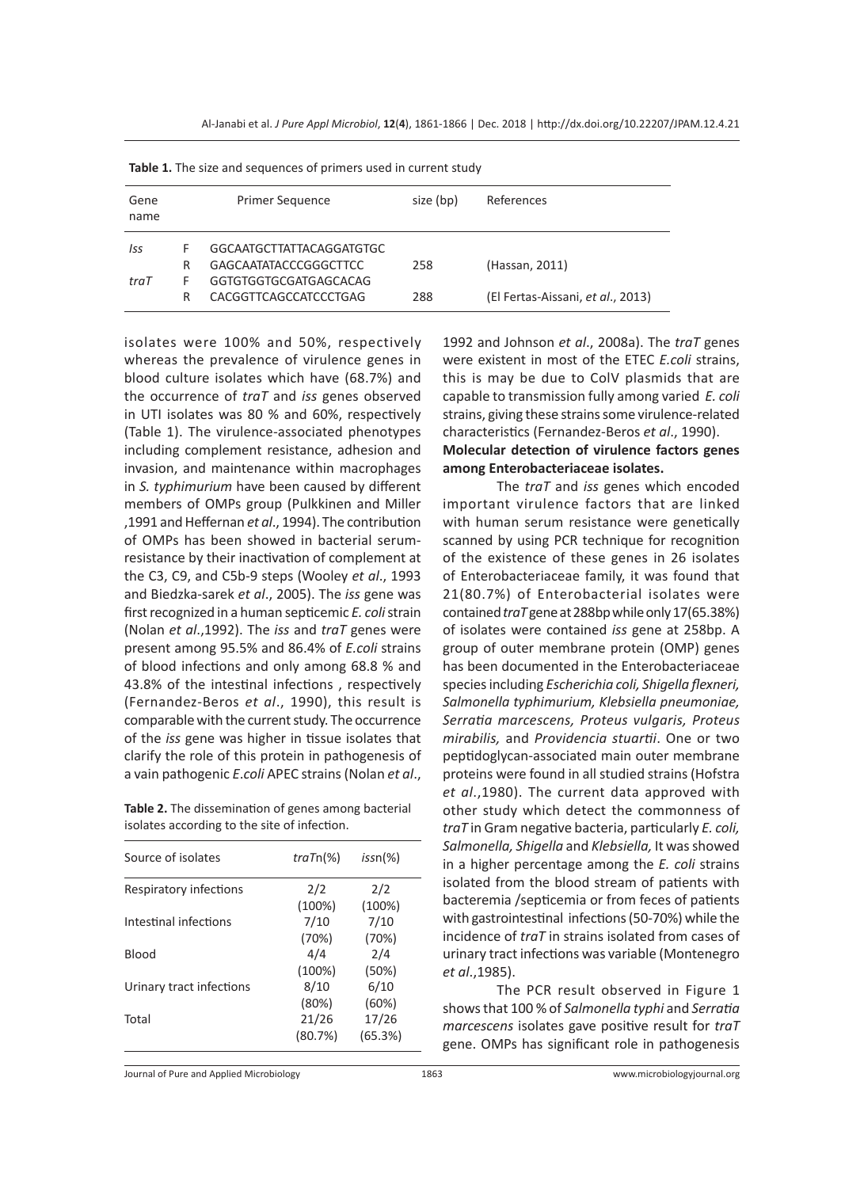**Table 1.** The size and sequences of primers used in current study

| Gene name | | Primer Sequence | size (bp) | References |
|---|---|---|---|---|
| *Iss* | F | GGCAATGCTTATTACAGGATGTGC | | |
| | R | GAGCAATATACCCGGGCTTCC | 258 | (Hassan, 2011) |
| *traT* | F | GGTGTGGTGCGATGAGCACAG | | |
| | R | CACGGTTCAGCCATCCCTGAG | 288 | (El Fertas-Aissani, *et al*., 2013) |

isolates were 100% and 50%, respectively whereas the prevalence of virulence genes in blood culture isolates which have (68.7%) and the occurrence of *traT* and *iss* genes observed in UTI isolates was 80 % and 60%, respectively (Table 1). The virulence-associated phenotypes including complement resistance, adhesion and invasion, and maintenance within macrophages in *S. typhimurium* have been caused by different members of OMPs group (Pulkkinen and Miller ,1991 and Heffernan *et al*., 1994). The contribution of OMPs has been showed in bacterial serum-resistance by their inactivation of complement at the C3, C9, and C5b-9 steps (Wooley *et al*., 1993 and Biedzka-sarek *et al*., 2005). The *iss* gene was first recognized in a human septicemic *E. coli* strain (Nolan *et al*.,1992). The *iss* and *traT* genes were present among 95.5% and 86.4% of *E.coli* strains of blood infections and only among 68.8 % and 43.8% of the intestinal infections , respectively (Fernandez-Beros *et al*., 1990), this result is comparable with the current study. The occurrence of the *iss* gene was higher in tissue isolates that clarify the role of this protein in pathogenesis of a vain pathogenic *E.coli* APEC strains (Nolan *et al*., 1992 and Johnson *et al*., 2008a). The *traT* genes were existent in most of the ETEC *E.coli* strains, this is may be due to ColV plasmids that are capable to transmission fully among varied *E. coli* strains, giving these strains some virulence-related characteristics (Fernandez-Beros *et al*., 1990).

**Table 2.** The dissemination of genes among bacterial isolates according to the site of infection.

| Source of isolates | *traT*n(%) | *iss*n(%) |
|---|---|---|
| Respiratory infections | 2/2 (100%) | 2/2 (100%) |
| Intestinal infections | 7/10 (70%) | 7/10 (70%) |
| Blood | 4/4 (100%) | 2/4 (50%) |
| Urinary tract infections | 8/10 (80%) | 6/10 (60%) |
| Total | 21/26 (80.7%) | 17/26 (65.3%) |

**Molecular detection of virulence factors genes among Enterobacteriaceae isolates.**

The *traT* and *iss* genes which encoded important virulence factors that are linked with human serum resistance were genetically scanned by using PCR technique for recognition of the existence of these genes in 26 isolates of Enterobacteriaceae family, it was found that 21(80.7%) of Enterobacterial isolates were contained *traT* gene at 288bp while only 17(65.38%) of isolates were contained *iss* gene at 258bp. A group of outer membrane protein (OMP) genes has been documented in the Enterobacteriaceae species including *Escherichia coli, Shigella flexneri, Salmonella typhimurium, Klebsiella pneumoniae, Serratia marcescens, Proteus vulgaris, Proteus mirabilis,* and *Providencia stuartii*. One or two peptidoglycan-associated main outer membrane proteins were found in all studied strains (Hofstra *et al*.,1980). The current data approved with other study which detect the commonness of *traT* in Gram negative bacteria, particularly *E. coli, Salmonella, Shigella* and *Klebsiella,* It was showed in a higher percentage among the *E. coli* strains isolated from the blood stream of patients with bacteremia /septicemia or from feces of patients with gastrointestinal infections (50-70%) while the incidence of *traT* in strains isolated from cases of urinary tract infections was variable (Montenegro *et al*.,1985).

The PCR result observed in Figure 1 shows that 100 % of *Salmonella typhi* and *Serratia marcescens* isolates gave positive result for *traT* gene. OMPs has significant role in pathogenesis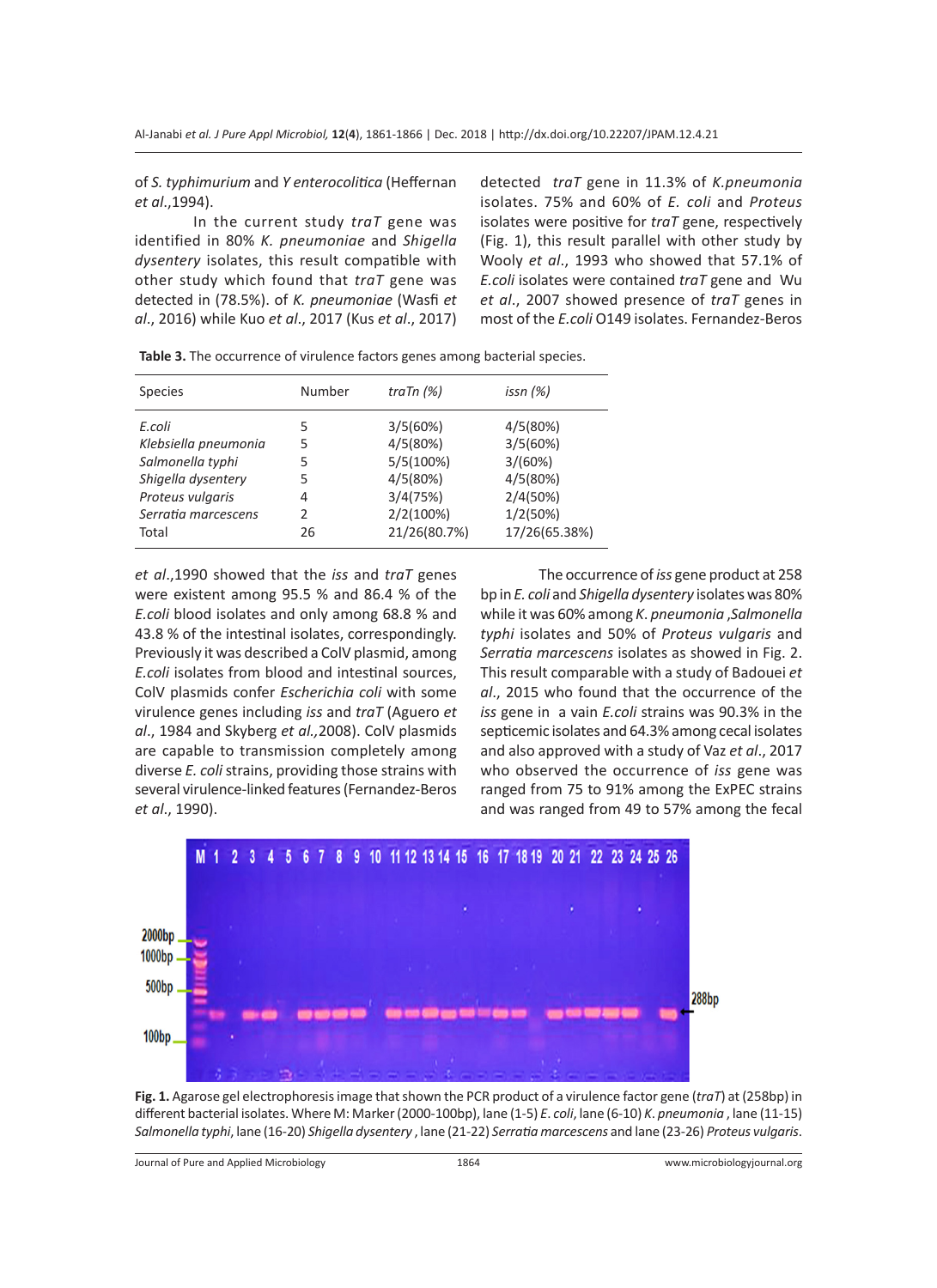of *S. typhimurium* and *Y enterocolitica* (Heffernan *et al.*,1994).

In the current study *traT* gene was identified in 80% *K. pneumoniae* and *Shigella dysentery* isolates, this result compatible with other study which found that *traT* gene was detected in (78.5%). of *K. pneumoniae* (Wasfi *et al.*, 2016) while Kuo *et al.*, 2017 (Kus *et al.*, 2017) detected *traT* gene in 11.3% of *K.pneumonia* isolates. 75% and 60% of *E. coli* and *Proteus* isolates were positive for *traT* gene, respectively (Fig. 1), this result parallel with other study by Wooly *et al.*, 1993 who showed that 57.1% of *E.coli* isolates were contained *traT* gene and Wu *et al.*, 2007 showed presence of *traT* genes in most of the *E.coli* O149 isolates. Fernandez-Beros *et al.*,1990 showed that the *iss* and *traT* genes were existent among 95.5 % and 86.4 % of the *E.coli* blood isolates and only among 68.8 % and 43.8 % of the intestinal isolates, correspondingly. Previously it was described a ColV plasmid, among *E.coli* isolates from blood and intestinal sources, ColV plasmids confer *Escherichia coli* with some virulence genes including *iss* and *traT* (Aguero *et al.*, 1984 and Skyberg *et al.,*2008). ColV plasmids are capable to transmission completely among diverse *E. coli* strains, providing those strains with several virulence-linked features (Fernandez-Beros *et al.*, 1990).

**Table 3.** The occurrence of virulence factors genes among bacterial species.

| Species | Number | *traTn (%)* | *issn (%)* |
|---|---|---|---|
| *E.coli* | 5 | 3/5(60%) | 4/5(80%) |
| *Klebsiella pneumonia* | 5 | 4/5(80%) | 3/5(60%) |
| *Salmonella typhi* | 5 | 5/5(100%) | 3/(60%) |
| *Shigella dysentery* | 5 | 4/5(80%) | 4/5(80%) |
| *Proteus vulgaris* | 4 | 3/4(75%) | 2/4(50%) |
| *Serratia marcescens* | 2 | 2/2(100%) | 1/2(50%) |
| Total | 26 | 21/26(80.7%) | 17/26(65.38%) |

The occurrence of *iss* gene product at 258 bp in *E. coli* and *Shigella dysentery* isolates was 80% while it was 60% among *K. pneumonia* ,*Salmonella typhi* isolates and 50% of *Proteus vulgaris* and *Serratia marcescens* isolates as showed in Fig. 2. This result comparable with a study of Badouei *et al.*, 2015 who found that the occurrence of the *iss* gene in a vain *E.coli* strains was 90.3% in the septicemic isolates and 64.3% among cecal isolates and also approved with a study of Vaz *et al.*, 2017 who observed the occurrence of *iss* gene was ranged from 75 to 91% among the ExPEC strains and was ranged from 49 to 57% among the fecal

**Fig. 1.** Agarose gel electrophoresis image that shown the PCR product of a virulence factor gene (*traT*) at (258bp) in different bacterial isolates. Where M: Marker (2000-100bp), lane (1-5) *E. coli*, lane (6-10) *K. pneumonia* , lane (11-15) *Salmonella typhi*, lane (16-20) *Shigella dysentery* , lane (21-22) *Serratia marcescens* and lane (23-26) *Proteus vulgaris*.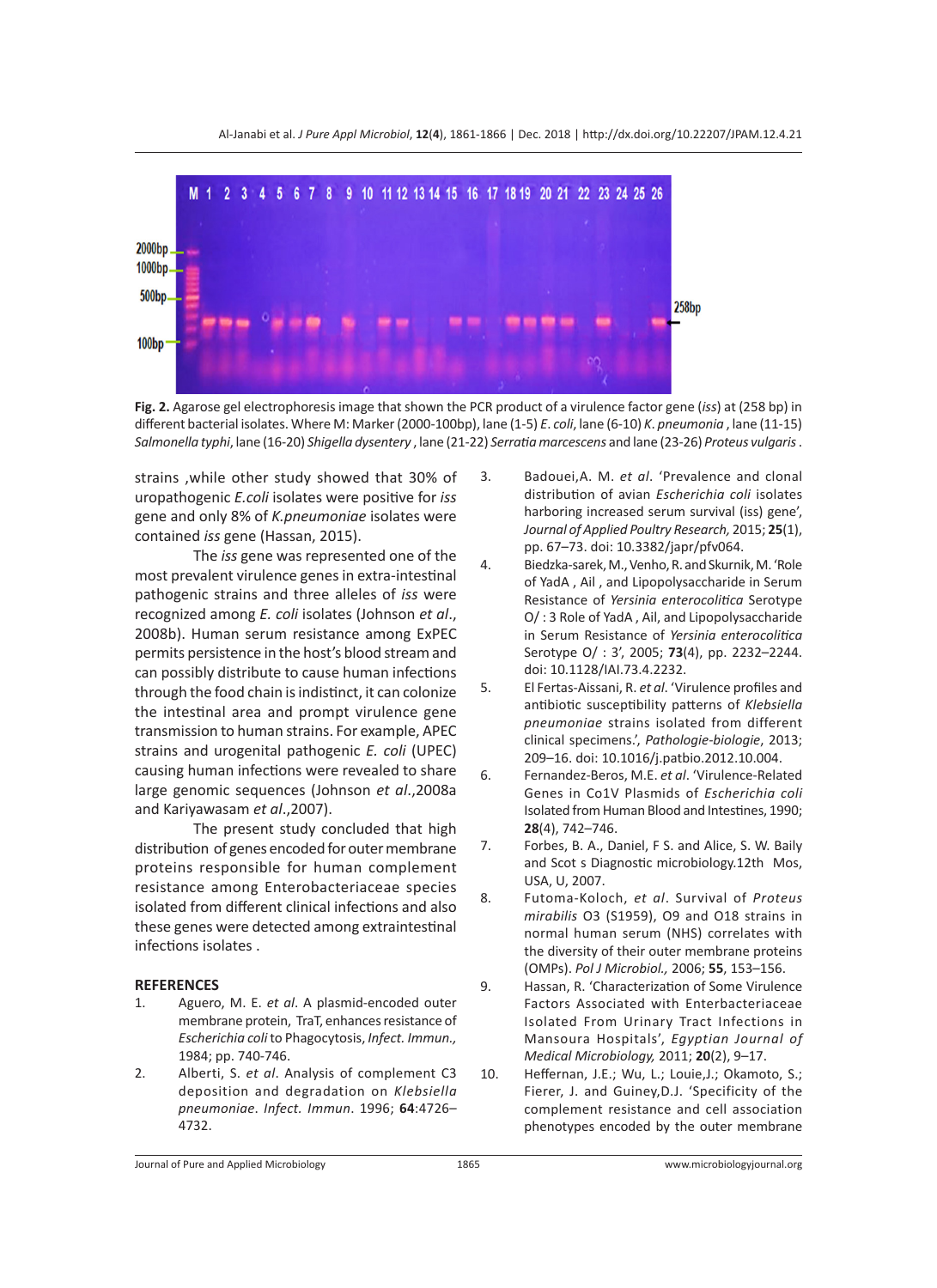**Fig. 2.** Agarose gel electrophoresis image that shown the PCR product of a virulence factor gene (*iss*) at (258 bp) in different bacterial isolates. Where M: Marker (2000-100bp), lane (1-5) *E. coli*, lane (6-10) *K. pneumonia* , lane (11-15) *Salmonella typhi*, lane (16-20) *Shigella dysentery* , lane (21-22) *Serratia marcescens* and lane (23-26) *Proteus vulgaris* .

strains ,while other study showed that 30% of uropathogenic *E.coli* isolates were positive for *iss* gene and only 8% of *K.pneumoniae* isolates were contained *iss* gene (Hassan, 2015).

The *iss* gene was represented one of the most prevalent virulence genes in extra-intestinal pathogenic strains and three alleles of *iss* were recognized among *E. coli* isolates (Johnson *et al*., 2008b). Human serum resistance among ExPEC permits persistence in the host's blood stream and can possibly distribute to cause human infections through the food chain is indistinct, it can colonize the intestinal area and prompt virulence gene transmission to human strains. For example, APEC strains and urogenital pathogenic *E. coli* (UPEC) causing human infections were revealed to share large genomic sequences (Johnson *et al*.,2008a and Kariyawasam *et al*.,2007).

The present study concluded that high distribution of genes encoded for outer membrane proteins responsible for human complement resistance among Enterobacteriaceae species isolated from different clinical infections and also these genes were detected among extraintestinal infections isolates .

## REFERENCES

1. Aguero, M. E. *et al*. A plasmid-encoded outer membrane protein, TraT, enhances resistance of *Escherichia coli* to Phagocytosis, *Infect. Immun.,* 1984; pp. 740-746.
2. Alberti, S. *et al*. Analysis of complement C3 deposition and degradation on *Klebsiella pneumoniae*. *Infect. Immun*. 1996; **64**:4726–4732.
3. Badouei,A. M. *et al*. 'Prevalence and clonal distribution of avian *Escherichia coli* isolates harboring increased serum survival (iss) gene', *Journal of Applied Poultry Research,* 2015; **25**(1), pp. 67–73. doi: 10.3382/japr/pfv064.
4. Biedzka-sarek, M., Venho, R. and Skurnik, M. 'Role of YadA , Ail , and Lipopolysaccharide in Serum Resistance of *Yersinia enterocolitica* Serotype O/ : 3 Role of YadA , Ail, and Lipopolysaccharide in Serum Resistance of *Yersinia enterocolitica* Serotype O/ : 3', 2005; **73**(4), pp. 2232–2244. doi: 10.1128/IAI.73.4.2232.
5. El Fertas-Aissani, R. *et al*. 'Virulence profiles and antibiotic susceptibility patterns of *Klebsiella pneumoniae* strains isolated from different clinical specimens.', *Pathologie-biologie*, 2013; 209–16. doi: 10.1016/j.patbio.2012.10.004.
6. Fernandez-Beros, M.E. *et al*. 'Virulence-Related Genes in Co1V Plasmids of *Escherichia coli* Isolated from Human Blood and Intestines, 1990; **28**(4), 742–746.
7. Forbes, B. A., Daniel, F S. and Alice, S. W. Baily and Scot s Diagnostic microbiology.12th Mos, USA, U, 2007.
8. Futoma-Koloch, *et al*. Survival of *Proteus mirabilis* O3 (S1959), O9 and O18 strains in normal human serum (NHS) correlates with the diversity of their outer membrane proteins (OMPs). *Pol J Microbiol.,* 2006; **55**, 153–156.
9. Hassan, R. 'Characterization of Some Virulence Factors Associated with Enterbacteriaceae Isolated From Urinary Tract Infections in Mansoura Hospitals', *Egyptian Journal of Medical Microbiology,* 2011; **20**(2), 9–17.
10. Heffernan, J.E.; Wu, L.; Louie,J.; Okamoto, S.; Fierer, J. and Guiney,D.J. 'Specificity of the complement resistance and cell association phenotypes encoded by the outer membrane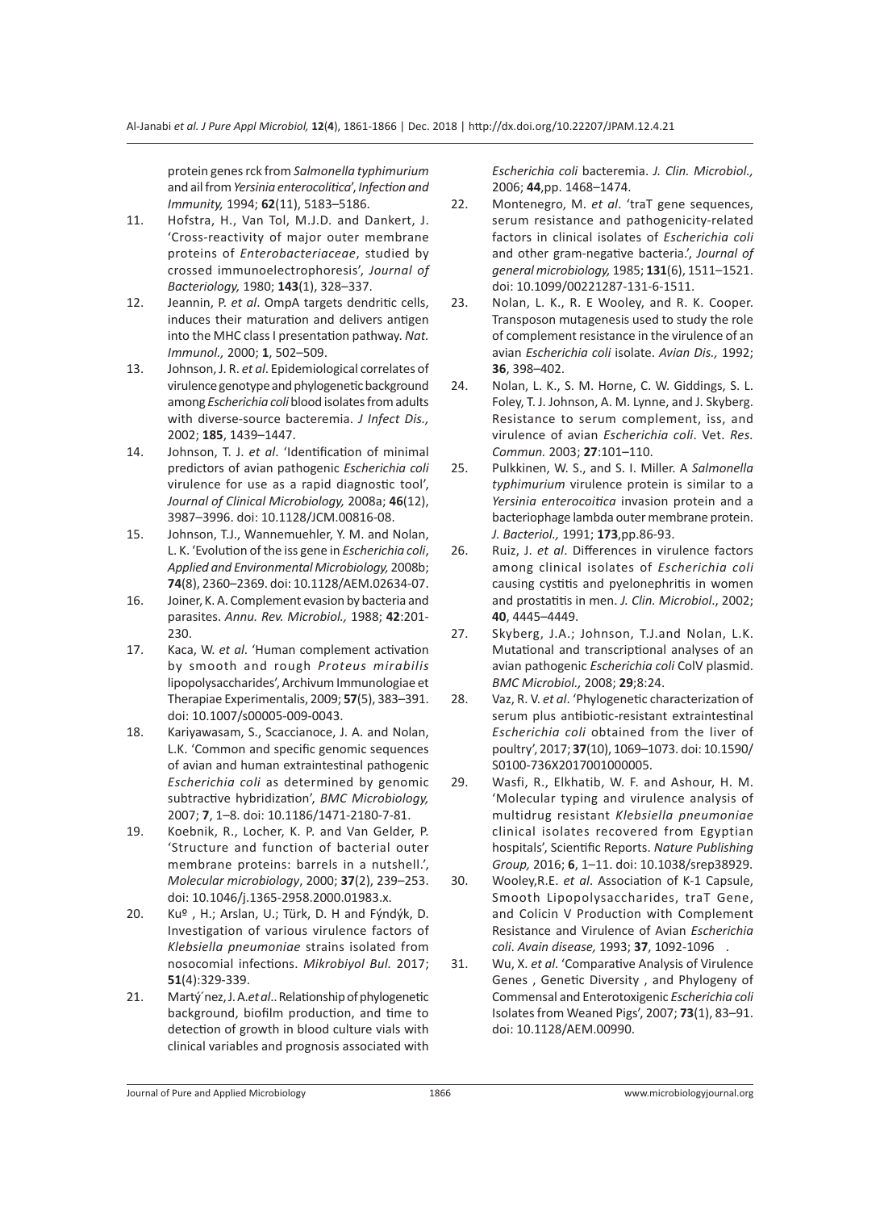protein genes rck from *Salmonella typhimurium* and ail from *Yersinia enterocolitica*', *Infection and Immunity,* 1994; **62**(11), 5183–5186.

11. Hofstra, H., Van Tol, M.J.D. and Dankert, J. 'Cross-reactivity of major outer membrane proteins of *Enterobacteriaceae*, studied by crossed immunoelectrophoresis', *Journal of Bacteriology,* 1980; **143**(1), 328–337.
12. Jeannin, P. *et al*. OmpA targets dendritic cells, induces their maturation and delivers antigen into the MHC class I presentation pathway. *Nat. Immunol.,* 2000; **1**, 502–509.
13. Johnson, J. R. *et al*. Epidemiological correlates of virulence genotype and phylogenetic background among *Escherichia coli* blood isolates from adults with diverse-source bacteremia. *J Infect Dis.,* 2002; **185**, 1439–1447.
14. Johnson, T. J. *et al*. 'Identification of minimal predictors of avian pathogenic *Escherichia coli* virulence for use as a rapid diagnostic tool', *Journal of Clinical Microbiology,* 2008a; **46**(12), 3987–3996. doi: 10.1128/JCM.00816-08.
15. Johnson, T.J., Wannemuehler, Y. M. and Nolan, L. K. 'Evolution of the iss gene in *Escherichia coli*, *Applied and Environmental Microbiology,* 2008b; **74**(8), 2360–2369. doi: 10.1128/AEM.02634-07.
16. Joiner, K. A. Complement evasion by bacteria and parasites. *Annu. Rev. Microbiol.,* 1988; **42**:201-230.
17. Kaca, W. *et al*. 'Human complement activation by smooth and rough *Proteus mirabilis* lipopolysaccharides', Archivum Immunologiae et Therapiae Experimentalis, 2009; **57**(5), 383–391. doi: 10.1007/s00005-009-0043.
18. Kariyawasam, S., Scaccianoce, J. A. and Nolan, L.K. 'Common and specific genomic sequences of avian and human extraintestinal pathogenic *Escherichia coli* as determined by genomic subtractive hybridization', *BMC Microbiology,* 2007; **7**, 1–8. doi: 10.1186/1471-2180-7-81.
19. Koebnik, R., Locher, K. P. and Van Gelder, P. 'Structure and function of bacterial outer membrane proteins: barrels in a nutshell.', *Molecular microbiology*, 2000; **37**(2), 239–253. doi: 10.1046/j.1365-2958.2000.01983.x.
20. Kuº , H.; Arslan, U.; Türk, D. H and Fýndýk, D. Investigation of various virulence factors of *Klebsiella pneumoniae* strains isolated from nosocomial infections. *Mikrobiyol Bul.* 2017; **51**(4):329-339.
21. Martý´nez, J. A.*et al*.. Relationship of phylogenetic background, biofilm production, and time to detection of growth in blood culture vials with clinical variables and prognosis associated with *Escherichia coli* bacteremia. *J. Clin. Microbiol.,* 2006; **44**,pp. 1468–1474.
22. Montenegro, M. *et al*. 'traT gene sequences, serum resistance and pathogenicity-related factors in clinical isolates of *Escherichia coli* and other gram-negative bacteria.', *Journal of general microbiology,* 1985; **131**(6), 1511–1521. doi: 10.1099/00221287-131-6-1511.
23. Nolan, L. K., R. E Wooley, and R. K. Cooper. Transposon mutagenesis used to study the role of complement resistance in the virulence of an avian *Escherichia coli* isolate. *Avian Dis.,* 1992; **36**, 398–402.
24. Nolan, L. K., S. M. Horne, C. W. Giddings, S. L. Foley, T. J. Johnson, A. M. Lynne, and J. Skyberg. Resistance to serum complement, iss, and virulence of avian *Escherichia coli*. Vet. *Res. Commun.* 2003; **27**:101–110.
25. Pulkkinen, W. S., and S. I. Miller. A *Salmonella typhimurium* virulence protein is similar to a *Yersinia enterocoitica* invasion protein and a bacteriophage lambda outer membrane protein. *J. Bacteriol.,* 1991; **173**,pp.86-93.
26. Ruiz, J. *et al*. Differences in virulence factors among clinical isolates of *Escherichia coli* causing cystitis and pyelonephritis in women and prostatitis in men. *J. Clin. Microbiol*., 2002; **40**, 4445–4449.
27. Skyberg, J.A.; Johnson, T.J.and Nolan, L.K. Mutational and transcriptional analyses of an avian pathogenic *Escherichia coli* ColV plasmid. *BMC Microbiol.,* 2008; **29**;8:24.
28. Vaz, R. V. *et al*. 'Phylogenetic characterization of serum plus antibiotic-resistant extraintestinal *Escherichia coli* obtained from the liver of poultry', 2017; **37**(10), 1069–1073. doi: 10.1590/S0100-736X2017001000005.
29. Wasfi, R., Elkhatib, W. F. and Ashour, H. M. 'Molecular typing and virulence analysis of multidrug resistant *Klebsiella pneumoniae* clinical isolates recovered from Egyptian hospitals', Scientific Reports. *Nature Publishing Group,* 2016; **6**, 1–11. doi: 10.1038/srep38929.
30. Wooley,R.E. *et al*. Association of K-1 Capsule, Smooth Lipopolysaccharides, traT Gene, and Colicin V Production with Complement Resistance and Virulence of Avian *Escherichia coli*. *Avain disease,* 1993; **37**, 1092-1096 .
31. Wu, X. *et al*. 'Comparative Analysis of Virulence Genes , Genetic Diversity , and Phylogeny of Commensal and Enterotoxigenic *Escherichia coli* Isolates from Weaned Pigs', 2007; **73**(1), 83–91. doi: 10.1128/AEM.00990.